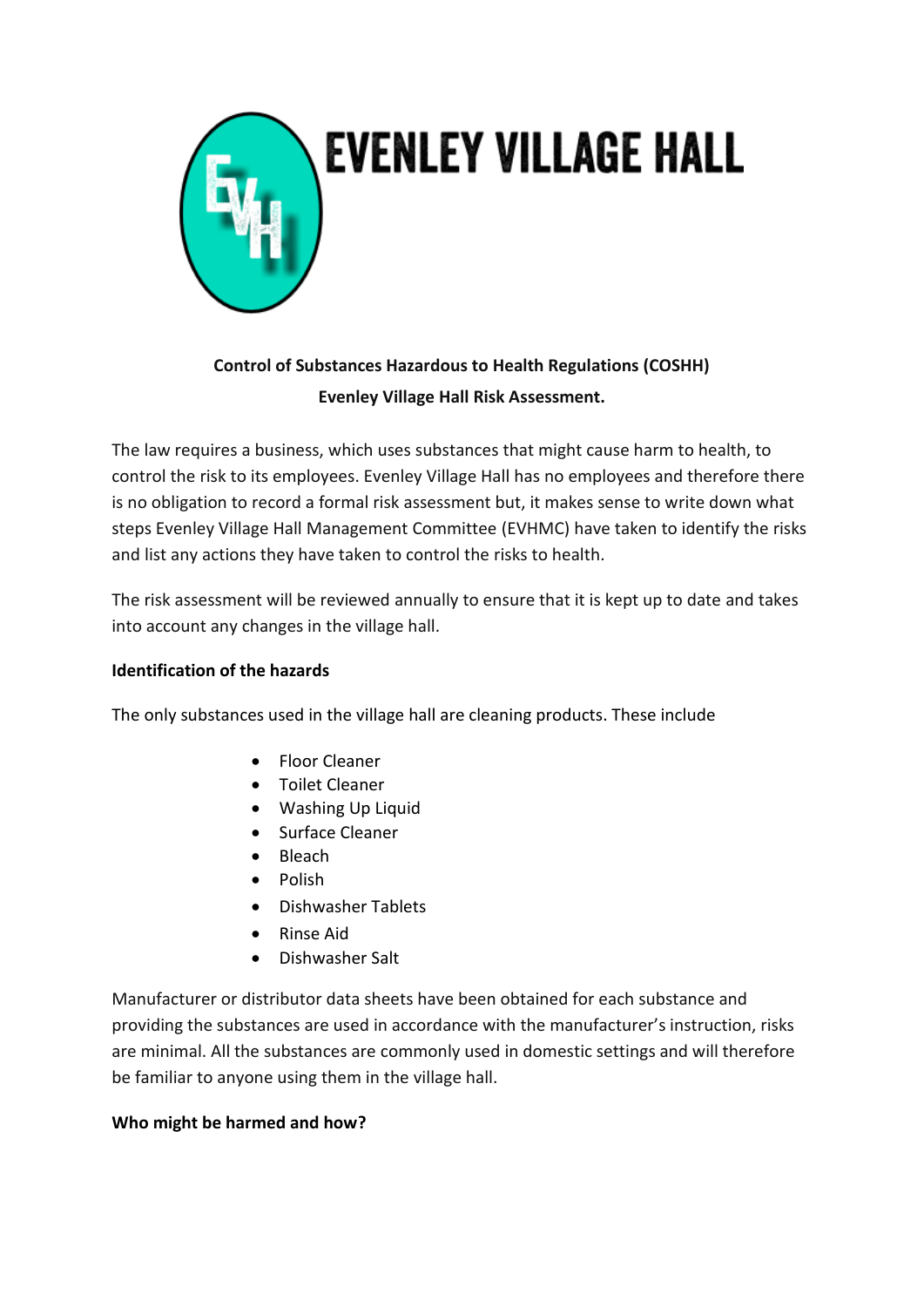# EVENLEY VILLAGE HALL

**Control of Substances Hazardous to Health Regulations (COSHH)**
**Evenley Village Hall Risk Assessment.**

The law requires a business, which uses substances that might cause harm to health, to control the risk to its employees. Evenley Village Hall has no employees and therefore there is no obligation to record a formal risk assessment but, it makes sense to write down what steps Evenley Village Hall Management Committee (EVHMC) have taken to identify the risks and list any actions they have taken to control the risks to health.

The risk assessment will be reviewed annually to ensure that it is kept up to date and takes into account any changes in the village hall.

**Identification of the hazards**

The only substances used in the village hall are cleaning products. These include

- Floor Cleaner
- Toilet Cleaner
- Washing Up Liquid
- Surface Cleaner
- Bleach
- Polish
- Dishwasher Tablets
- Rinse Aid
- Dishwasher Salt

Manufacturer or distributor data sheets have been obtained for each substance and providing the substances are used in accordance with the manufacturer's instruction, risks are minimal. All the substances are commonly used in domestic settings and will therefore be familiar to anyone using them in the village hall.

**Who might be harmed and how?**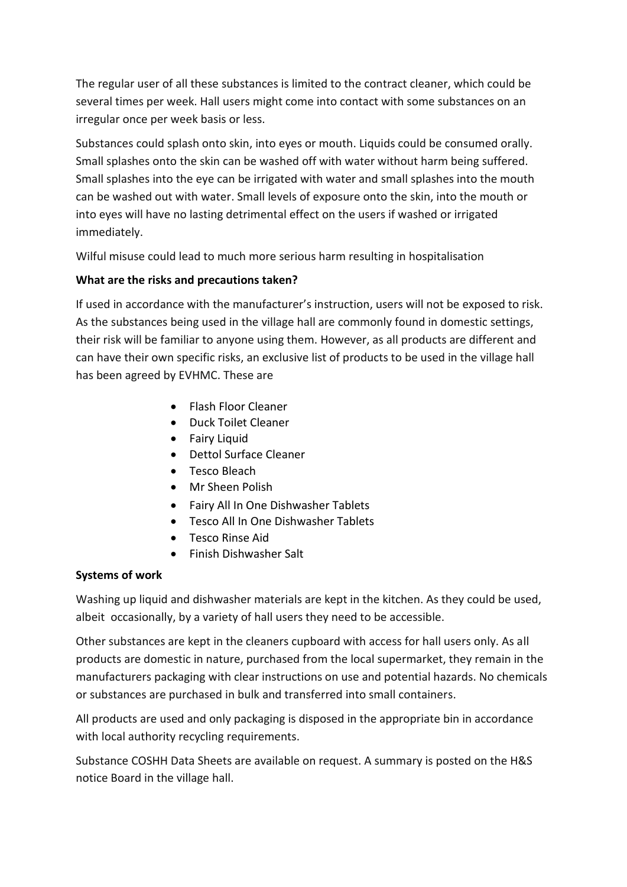The regular user of all these substances is limited to the contract cleaner, which could be several times per week. Hall users might come into contact with some substances on an irregular once per week basis or less.

Substances could splash onto skin, into eyes or mouth. Liquids could be consumed orally. Small splashes onto the skin can be washed off with water without harm being suffered. Small splashes into the eye can be irrigated with water and small splashes into the mouth can be washed out with water. Small levels of exposure onto the skin, into the mouth or into eyes will have no lasting detrimental effect on the users if washed or irrigated immediately.

Wilful misuse could lead to much more serious harm resulting in hospitalisation

**What are the risks and precautions taken?**

If used in accordance with the manufacturer's instruction, users will not be exposed to risk. As the substances being used in the village hall are commonly found in domestic settings, their risk will be familiar to anyone using them. However, as all products are different and can have their own specific risks, an exclusive list of products to be used in the village hall has been agreed by EVHMC. These are

- Flash Floor Cleaner
- Duck Toilet Cleaner
- Fairy Liquid
- Dettol Surface Cleaner
- Tesco Bleach
- Mr Sheen Polish
- Fairy All In One Dishwasher Tablets
- Tesco All In One Dishwasher Tablets
- Tesco Rinse Aid
- Finish Dishwasher Salt

**Systems of work**

Washing up liquid and dishwasher materials are kept in the kitchen. As they could be used, albeit occasionally, by a variety of hall users they need to be accessible.

Other substances are kept in the cleaners cupboard with access for hall users only. As all products are domestic in nature, purchased from the local supermarket, they remain in the manufacturers packaging with clear instructions on use and potential hazards. No chemicals or substances are purchased in bulk and transferred into small containers.

All products are used and only packaging is disposed in the appropriate bin in accordance with local authority recycling requirements.

Substance COSHH Data Sheets are available on request. A summary is posted on the H&S notice Board in the village hall.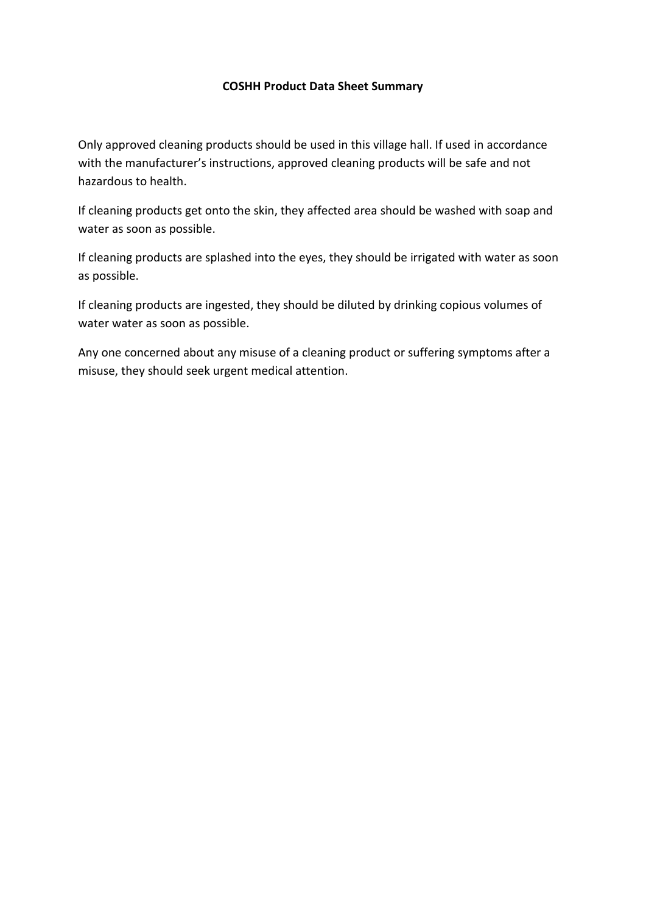**COSHH Product Data Sheet Summary**

Only approved cleaning products should be used in this village hall. If used in accordance with the manufacturer's instructions, approved cleaning products will be safe and not hazardous to health.

If cleaning products get onto the skin, they affected area should be washed with soap and water as soon as possible.

If cleaning products are splashed into the eyes, they should be irrigated with water as soon as possible.

If cleaning products are ingested, they should be diluted by drinking copious volumes of water water as soon as possible.

Any one concerned about any misuse of a cleaning product or suffering symptoms after a misuse, they should seek urgent medical attention.